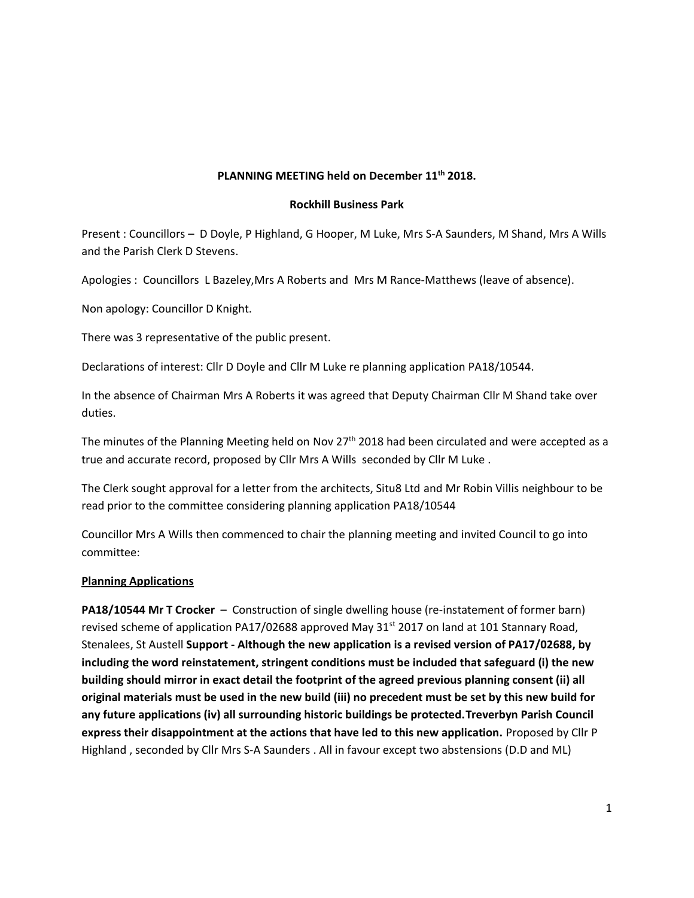**PLANNING MEETING held on December 11th 2018.**

**Rockhill Business Park**

Present : Councillors – D Doyle, P Highland, G Hooper, M Luke, Mrs S-A Saunders, M Shand, Mrs A Wills and the Parish Clerk D Stevens.

Apologies : Councillors L Bazeley,Mrs A Roberts and Mrs M Rance-Matthews (leave of absence).

Non apology: Councillor D Knight.

There was 3 representative of the public present.

Declarations of interest: Cllr D Doyle and Cllr M Luke re planning application PA18/10544.

In the absence of Chairman Mrs A Roberts it was agreed that Deputy Chairman Cllr M Shand take over duties.

The minutes of the Planning Meeting held on Nov 27th 2018 had been circulated and were accepted as a true and accurate record, proposed by Cllr Mrs A Wills seconded by Cllr M Luke .

The Clerk sought approval for a letter from the architects, Situ8 Ltd and Mr Robin Villis neighbour to be read prior to the committee considering planning application PA18/10544

Councillor Mrs A Wills then commenced to chair the planning meeting and invited Council to go into committee:

**Planning Applications**

**PA18/10544 Mr T Crocker** – Construction of single dwelling house (re-instatement of former barn) revised scheme of application PA17/02688 approved May 31st 2017 on land at 101 Stannary Road, Stenalees, St Austell **Support - Although the new application is a revised version of PA17/02688, by including the word reinstatement, stringent conditions must be included that safeguard (i) the new building should mirror in exact detail the footprint of the agreed previous planning consent (ii) all original materials must be used in the new build (iii) no precedent must be set by this new build for any future applications (iv) all surrounding historic buildings be protected.Treverbyn Parish Council express their disappointment at the actions that have led to this new application.** Proposed by Cllr P Highland , seconded by Cllr Mrs S-A Saunders . All in favour except two abstensions (D.D and ML)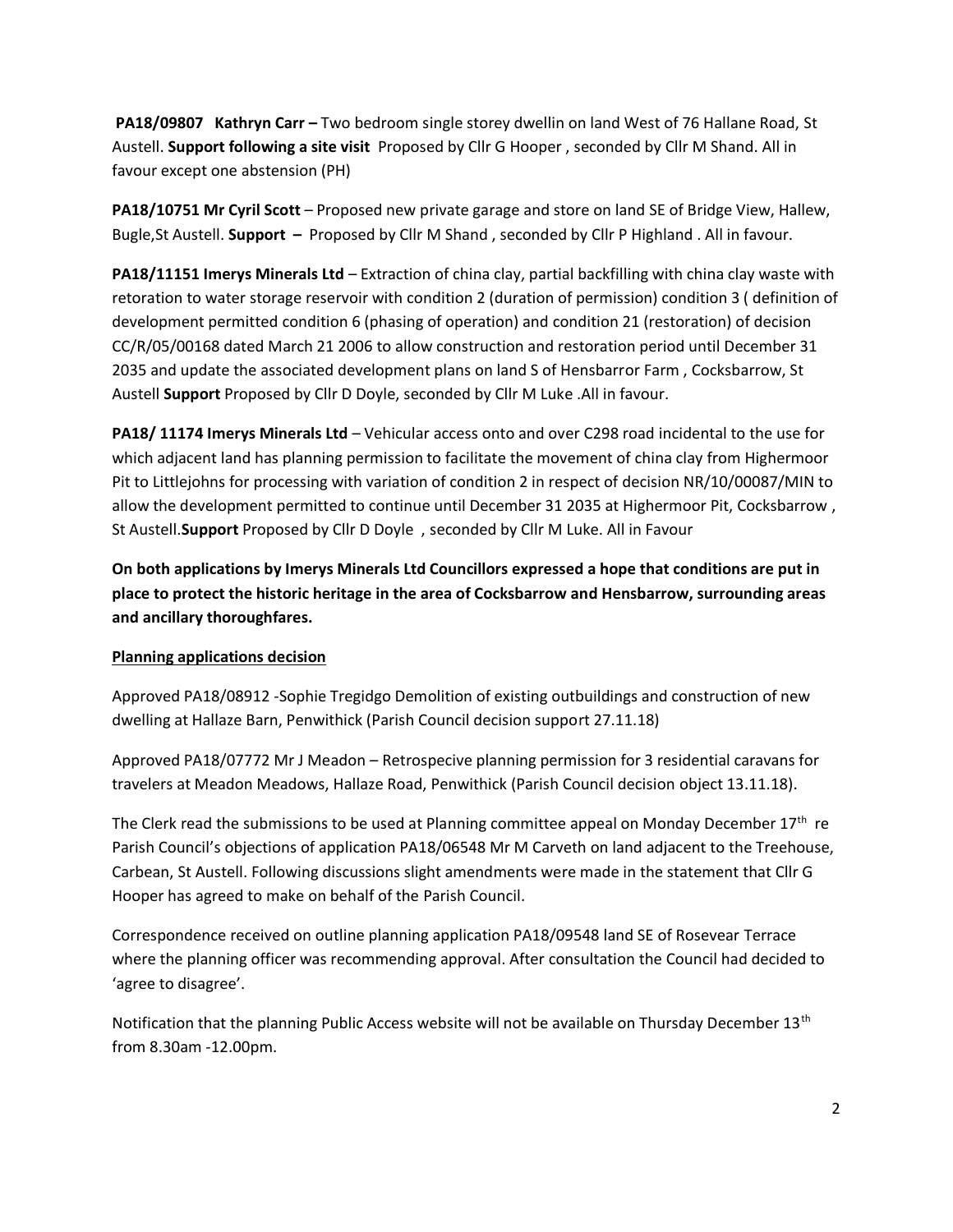**PA18/09807 Kathryn Carr –** Two bedroom single storey dwellin on land West of 76 Hallane Road, St Austell. **Support following a site visit** Proposed by Cllr G Hooper , seconded by Cllr M Shand. All in favour except one abstension (PH)

**PA18/10751 Mr Cyril Scott** – Proposed new private garage and store on land SE of Bridge View, Hallew, Bugle,St Austell. **Support –** Proposed by Cllr M Shand , seconded by Cllr P Highland . All in favour.

**PA18/11151 Imerys Minerals Ltd** – Extraction of china clay, partial backfilling with china clay waste with retoration to water storage reservoir with condition 2 (duration of permission) condition 3 ( definition of development permitted condition 6 (phasing of operation) and condition 21 (restoration) of decision CC/R/05/00168 dated March 21 2006 to allow construction and restoration period until December 31 2035 and update the associated development plans on land S of Hensbarror Farm , Cocksbarrow, St Austell **Support** Proposed by Cllr D Doyle, seconded by Cllr M Luke .All in favour.

**PA18/ 11174 Imerys Minerals Ltd** – Vehicular access onto and over C298 road incidental to the use for which adjacent land has planning permission to facilitate the movement of china clay from Highermoor Pit to Littlejohns for processing with variation of condition 2 in respect of decision NR/10/00087/MIN to allow the development permitted to continue until December 31 2035 at Highermoor Pit, Cocksbarrow , St Austell.**Support** Proposed by Cllr D Doyle , seconded by Cllr M Luke. All in Favour

**On both applications by Imerys Minerals Ltd Councillors expressed a hope that conditions are put in place to protect the historic heritage in the area of Cocksbarrow and Hensbarrow, surrounding areas and ancillary thoroughfares.**

**Planning applications decision**

Approved PA18/08912 -Sophie Tregidgo Demolition of existing outbuildings and construction of new dwelling at Hallaze Barn, Penwithick (Parish Council decision support 27.11.18)

Approved PA18/07772 Mr J Meadon – Retrospecive planning permission for 3 residential caravans for travelers at Meadon Meadows, Hallaze Road, Penwithick (Parish Council decision object 13.11.18).

The Clerk read the submissions to be used at Planning committee appeal on Monday December 17th re Parish Council's objections of application PA18/06548 Mr M Carveth on land adjacent to the Treehouse, Carbean, St Austell. Following discussions slight amendments were made in the statement that Cllr G Hooper has agreed to make on behalf of the Parish Council.

Correspondence received on outline planning application PA18/09548 land SE of Rosevear Terrace where the planning officer was recommending approval. After consultation the Council had decided to 'agree to disagree'.

Notification that the planning Public Access website will not be available on Thursday December 13th from 8.30am -12.00pm.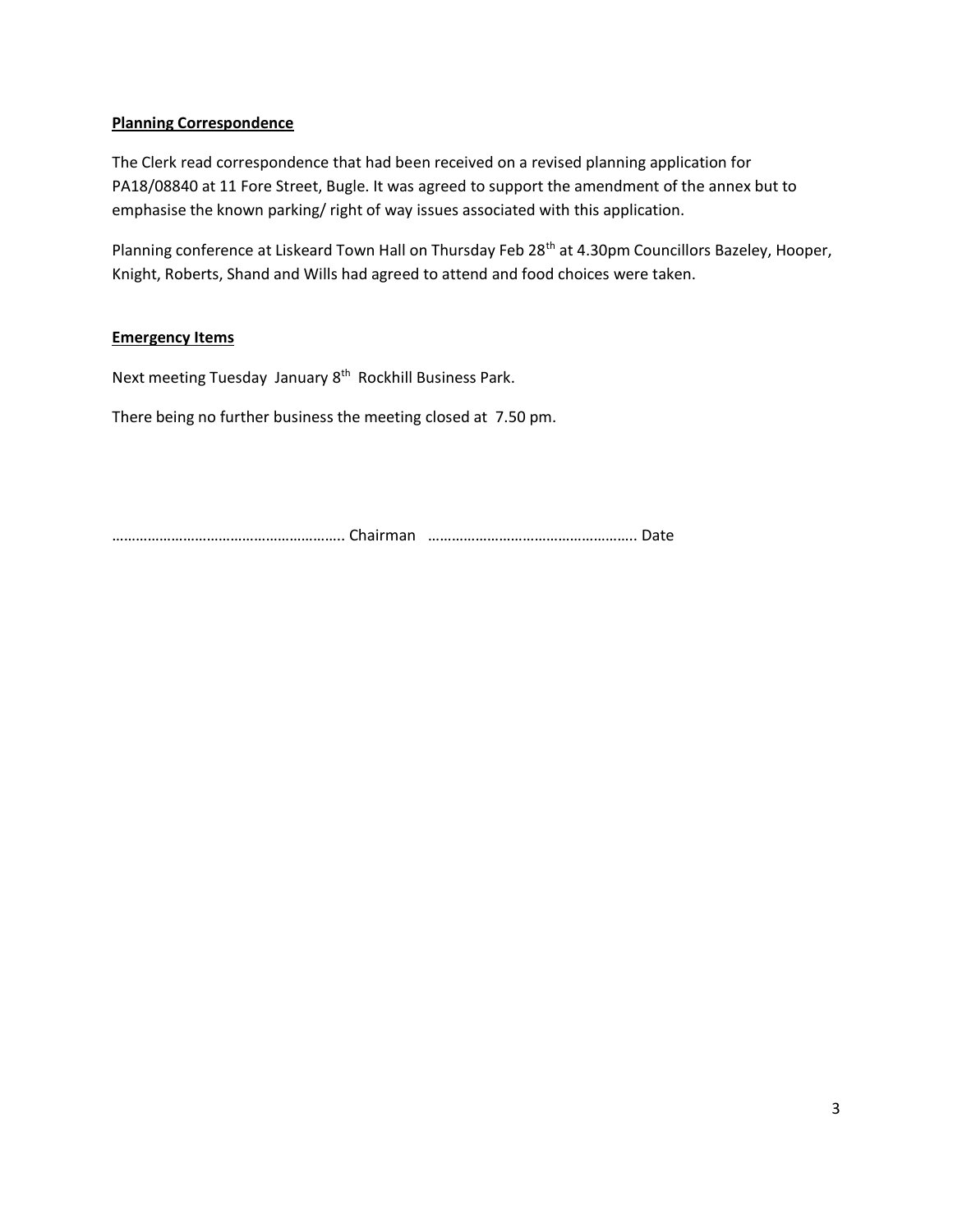**Planning Correspondence**

The Clerk read correspondence that had been received on a revised planning application for PA18/08840 at 11 Fore Street, Bugle. It was agreed to support the amendment of the annex but to emphasise the known parking/ right of way issues associated with this application.

Planning conference at Liskeard Town Hall on Thursday Feb 28th at 4.30pm Councillors Bazeley, Hooper, Knight, Roberts, Shand and Wills had agreed to attend and food choices were taken.

**Emergency Items**

Next meeting Tuesday January 8th Rockhill Business Park.

There being no further business the meeting closed at 7.50 pm.

………………………………………………….. Chairman ……………………………………………. Date